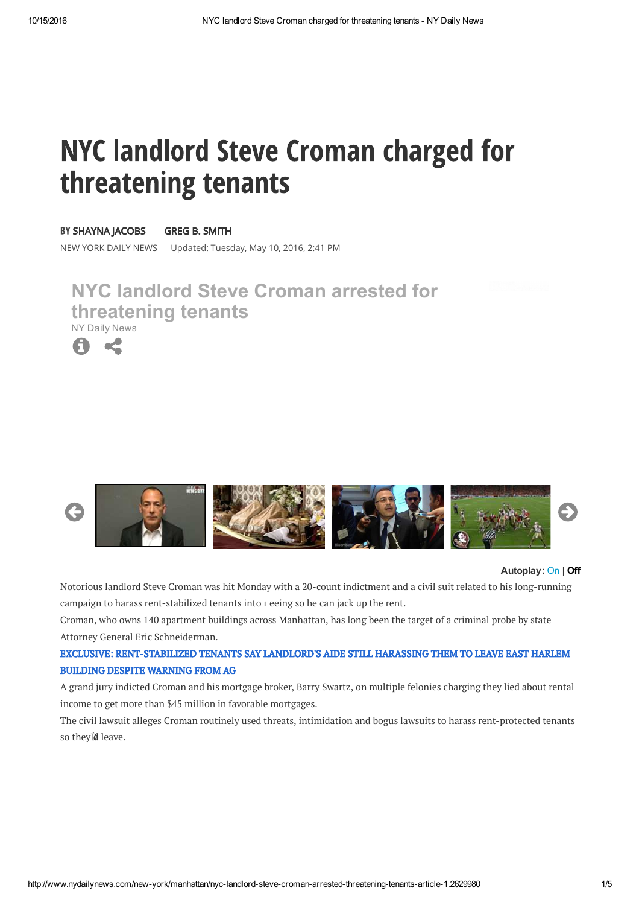# NYC landlord Steve Croman charged for threatening tenants

BY SHAYNA JACOBS GREG B. SMITH

NEW YORK DAILY NEWS Updated: Tuesday, May 10, 2016, 2:41 PM

NYC landlord Steve Croman arrested for threatening tenants

NY Daily News

Autoplay: On | Off

Notorious landlord Steve Croman was hit Monday with a 20-count indictment and a civil suit related to his long-running campaign to harass rent-stabilized tenants into ﬂeeing so he can jack up the rent.

Croman, who owns 140 apartment buildings across Manhattan, has long been the target of a criminal probe by state Attorney General Eric Schneiderman.

**EXCLUSIVE: RENT-STABILIZED TENANTS SAY LANDLORD'S AIDE STILL HARASSING THEM TO LEAVE EAST HARLEM BUILDING DESPITE WARNING FROM AG**

A grand jury indicted Croman and his mortgage broker, Barry Swartz, on multiple felonies charging they lied about rental income to get more than $45 million in favorable mortgages.

The civil lawsuit alleges Croman routinely used threats, intimidation and bogus lawsuits to harass rent-protected tenants so they'd leave.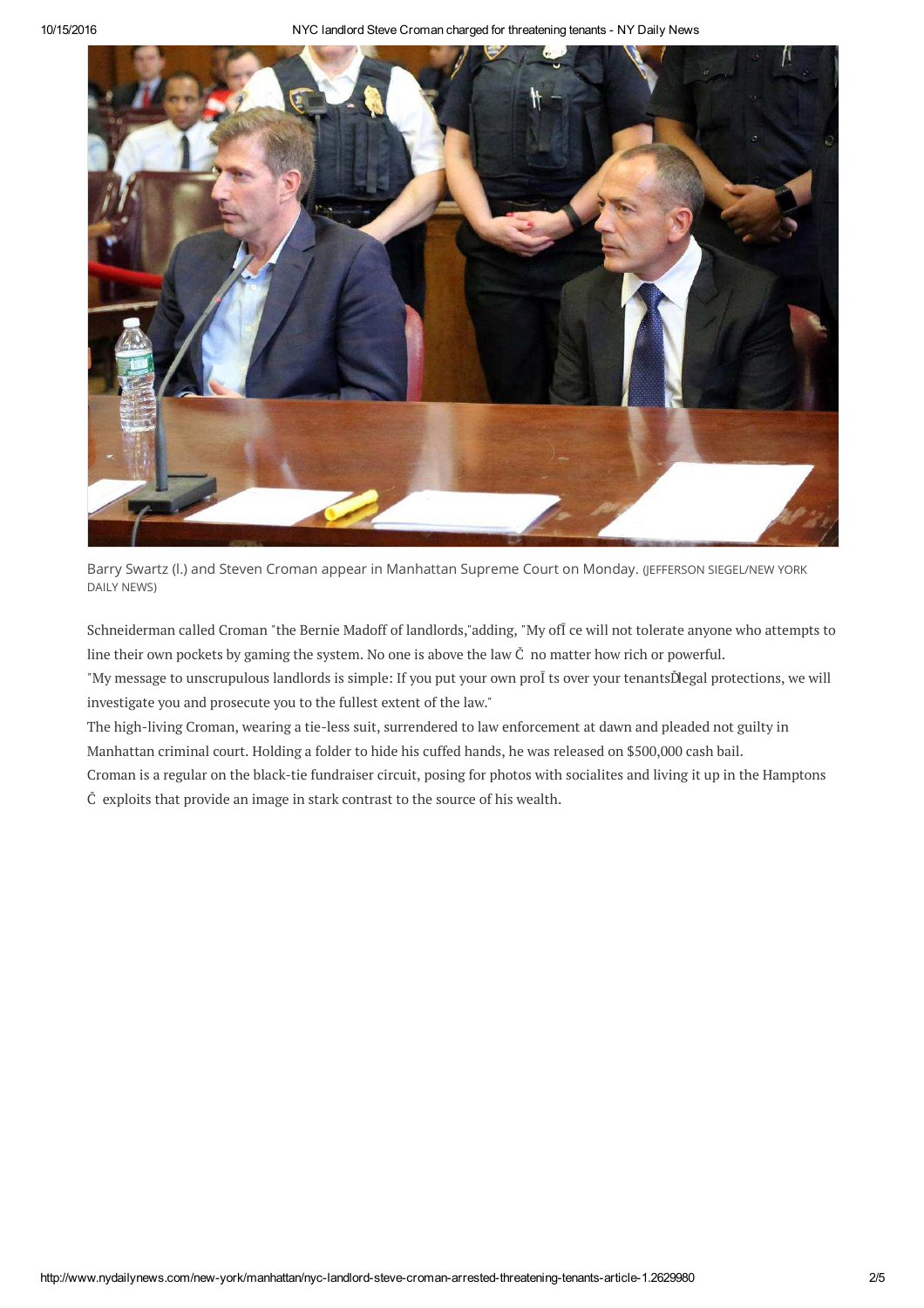Barry Swartz (l.) and Steven Croman appear in Manhattan Supreme Court on Monday. (JEFFERSON SIEGEL/NEW YORK DAILY NEWS)

Schneiderman called Croman "the Bernie Madoff of landlords,"adding, "My ofÎ ce will not tolerate anyone who attempts to line their own pockets by gaming the system. No one is above the law Č no matter how rich or powerful.

"My message to unscrupulous landlords is simple: If you put your own proÎ ts over your tenantsĎlegal protections, we will investigate you and prosecute you to the fullest extent of the law."

The high-living Croman, wearing a tie-less suit, surrendered to law enforcement at dawn and pleaded not guilty in Manhattan criminal court. Holding a folder to hide his cuffed hands, he was released on $500,000 cash bail.

Croman is a regular on the black-tie fundraiser circuit, posing for photos with socialites and living it up in the Hamptons Č exploits that provide an image in stark contrast to the source of his wealth.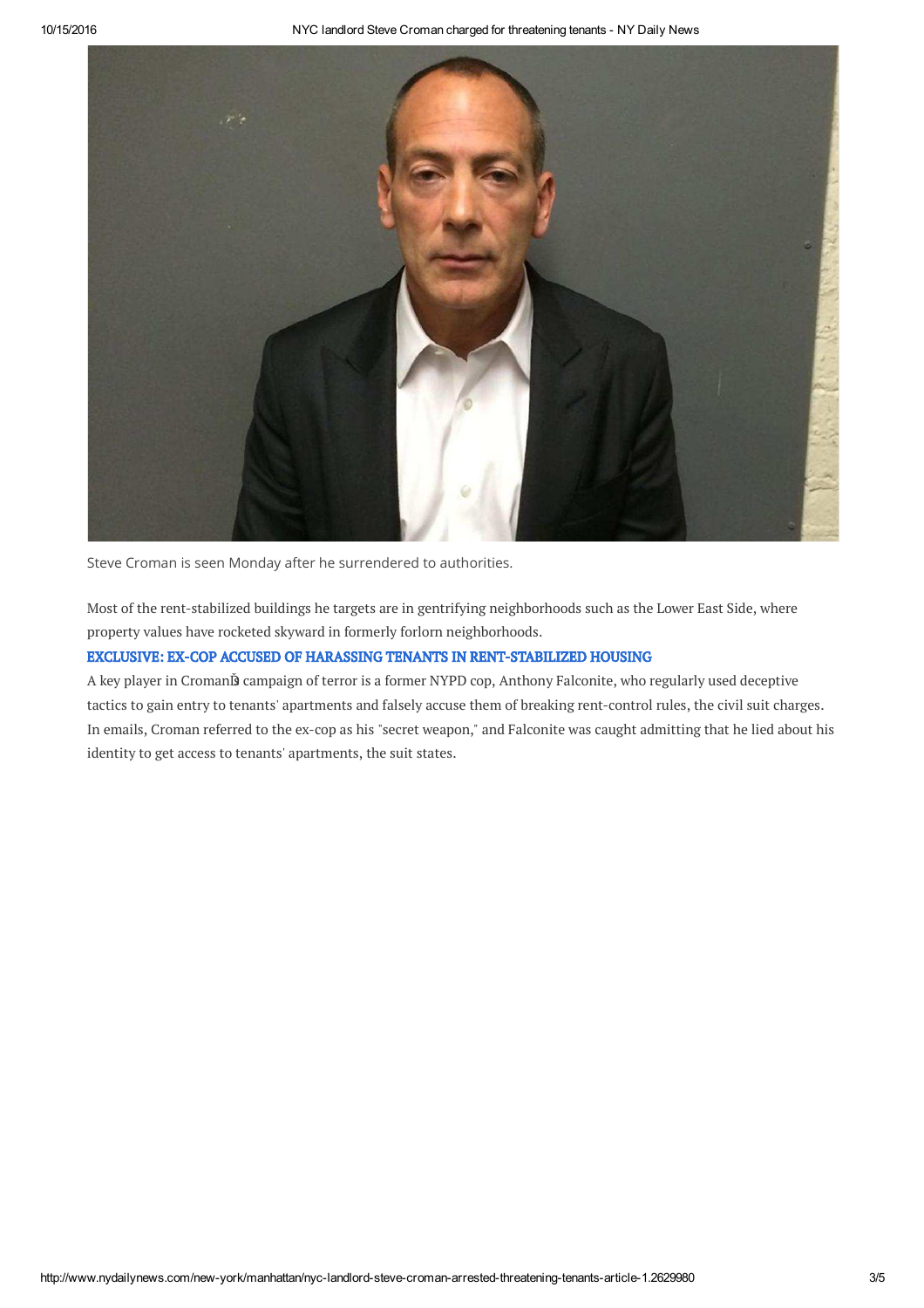Steve Croman is seen Monday after he surrendered to authorities.

Most of the rent-stabilized buildings he targets are in gentrifying neighborhoods such as the Lower East Side, where property values have rocketed skyward in formerly forlorn neighborhoods.

**EXCLUSIVE: EX-COP ACCUSED OF HARASSING TENANTS IN RENT-STABILIZED HOUSING**

A key player in Croman's campaign of terror is a former NYPD cop, Anthony Falconite, who regularly used deceptive tactics to gain entry to tenants' apartments and falsely accuse them of breaking rent-control rules, the civil suit charges. In emails, Croman referred to the ex-cop as his "secret weapon," and Falconite was caught admitting that he lied about his identity to get access to tenants' apartments, the suit states.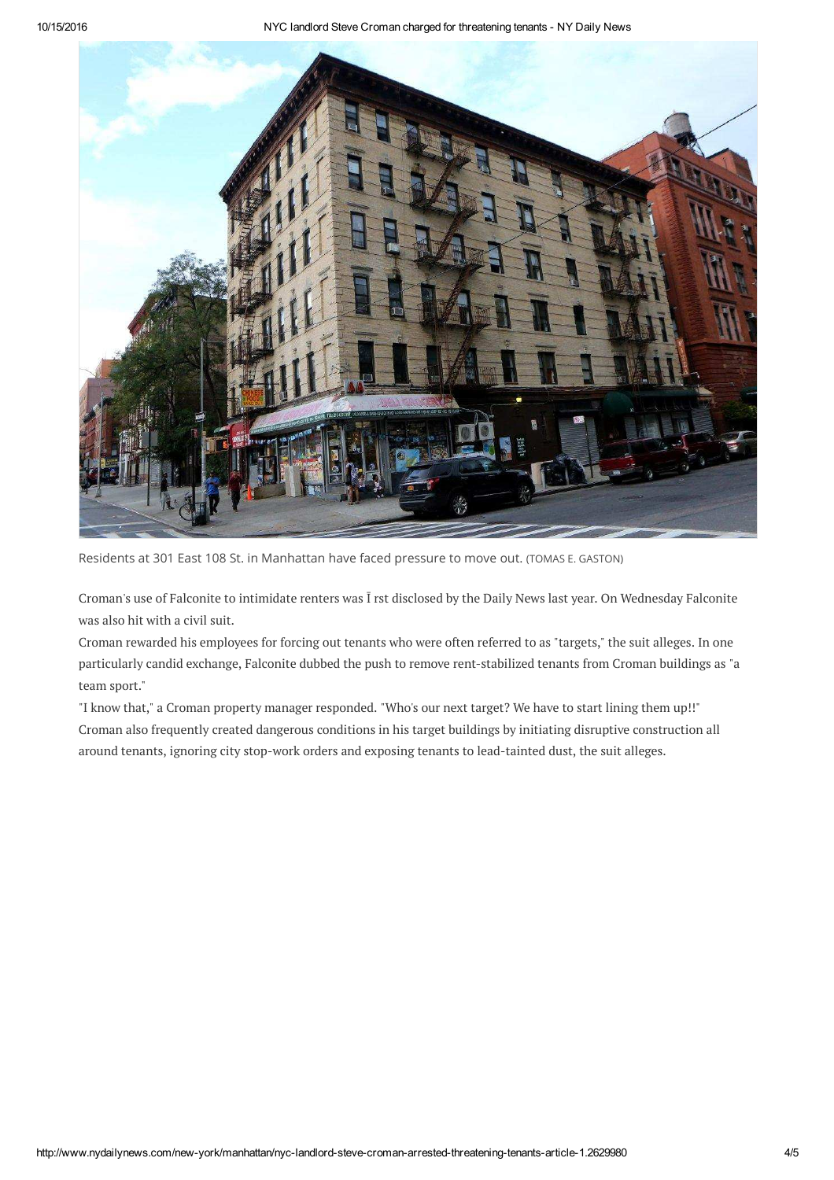Residents at 301 East 108 St. in Manhattan have faced pressure to move out. (TOMAS E. GASTON)

Croman's use of Falconite to intimidate renters was first disclosed by the Daily News last year. On Wednesday Falconite was also hit with a civil suit.

Croman rewarded his employees for forcing out tenants who were often referred to as "targets," the suit alleges. In one particularly candid exchange, Falconite dubbed the push to remove rent-stabilized tenants from Croman buildings as "a team sport."

"I know that," a Croman property manager responded. "Who's our next target? We have to start lining them up!!"

Croman also frequently created dangerous conditions in his target buildings by initiating disruptive construction all around tenants, ignoring city stop-work orders and exposing tenants to lead-tainted dust, the suit alleges.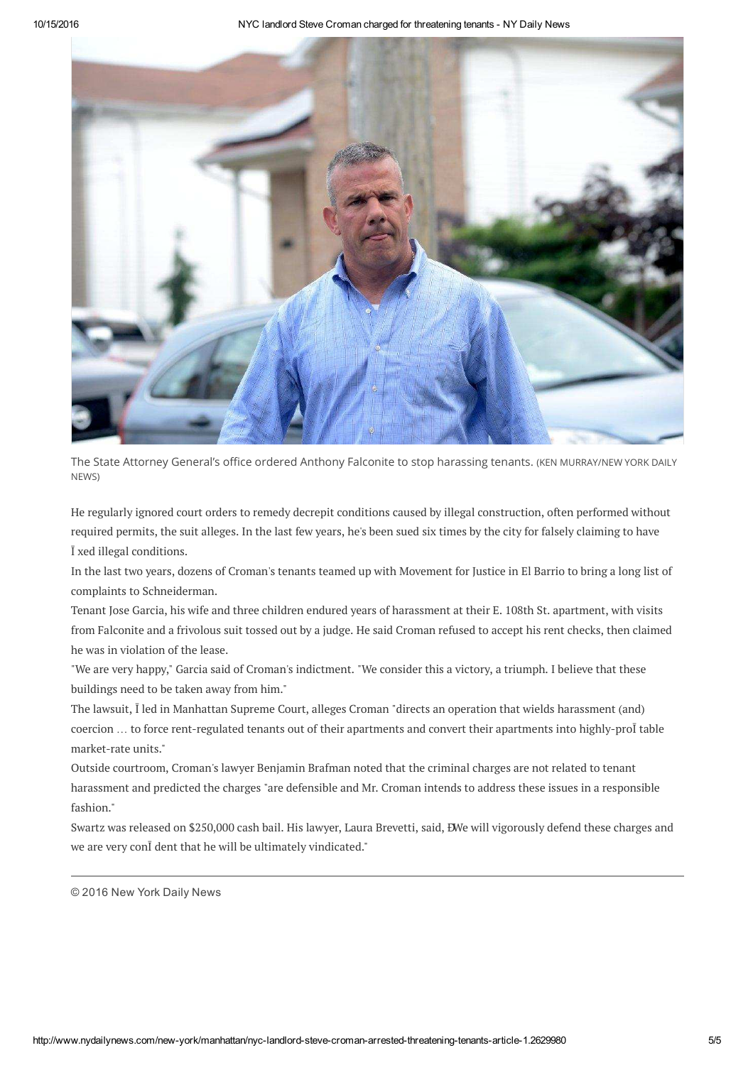The State Attorney General's office ordered Anthony Falconite to stop harassing tenants. (KEN MURRAY/NEW YORK DAILY NEWS)

He regularly ignored court orders to remedy decrepit conditions caused by illegal construction, often performed without required permits, the suit alleges. In the last few years, he's been sued six times by the city for falsely claiming to have ﬁxed illegal conditions.

In the last two years, dozens of Croman's tenants teamed up with Movement for Justice in El Barrio to bring a long list of complaints to Schneiderman.

Tenant Jose Garcia, his wife and three children endured years of harassment at their E. 108th St. apartment, with visits from Falconite and a frivolous suit tossed out by a judge. He said Croman refused to accept his rent checks, then claimed he was in violation of the lease.

"We are very happy," Garcia said of Croman's indictment. "We consider this a victory, a triumph. I believe that these buildings need to be taken away from him."

The lawsuit, ﬁled in Manhattan Supreme Court, alleges Croman "directs an operation that wields harassment (and) coercion … to force rent-regulated tenants out of their apartments and convert their apartments into highly-proﬁtable market-rate units."

Outside courtroom, Croman's lawyer Benjamin Brafman noted that the criminal charges are not related to tenant harassment and predicted the charges "are defensible and Mr. Croman intends to address these issues in a responsible fashion."

Swartz was released on $250,000 cash bail. His lawyer, Laura Brevetti, said, "We will vigorously defend these charges and we are very conﬁdent that he will be ultimately vindicated."

© 2016 New York Daily News